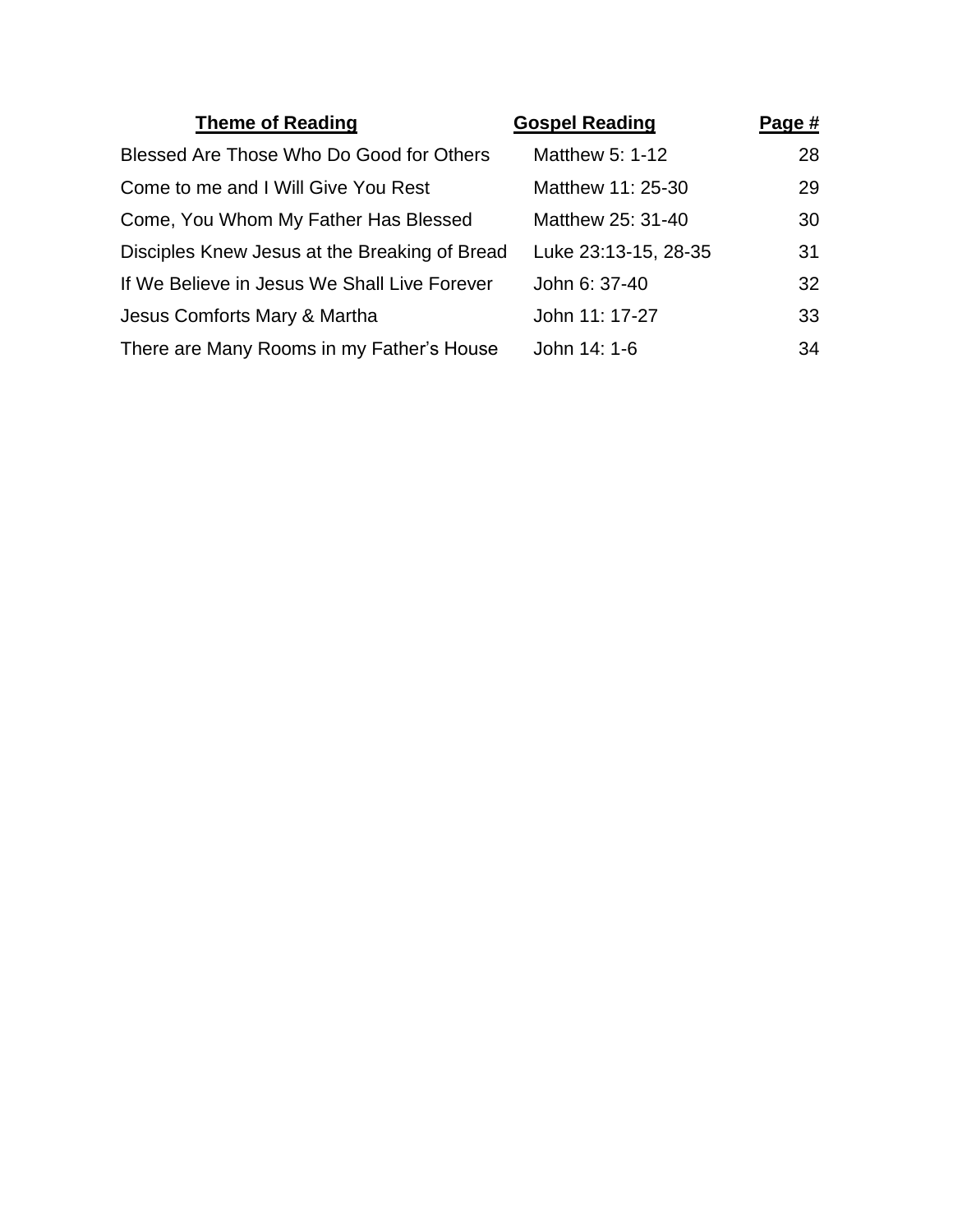| Theme of Reading | Gospel Reading | Page # |
| --- | --- | --- |
| Blessed Are Those Who Do Good for Others | Matthew 5: 1-12 | 28 |
| Come to me and I Will Give You Rest | Matthew 11: 25-30 | 29 |
| Come, You Whom My Father Has Blessed | Matthew 25: 31-40 | 30 |
| Disciples Knew Jesus at the Breaking of Bread | Luke 23:13-15, 28-35 | 31 |
| If We Believe in Jesus We Shall Live Forever | John 6: 37-40 | 32 |
| Jesus Comforts Mary & Martha | John 11: 17-27 | 33 |
| There are Many Rooms in my Father's House | John 14: 1-6 | 34 |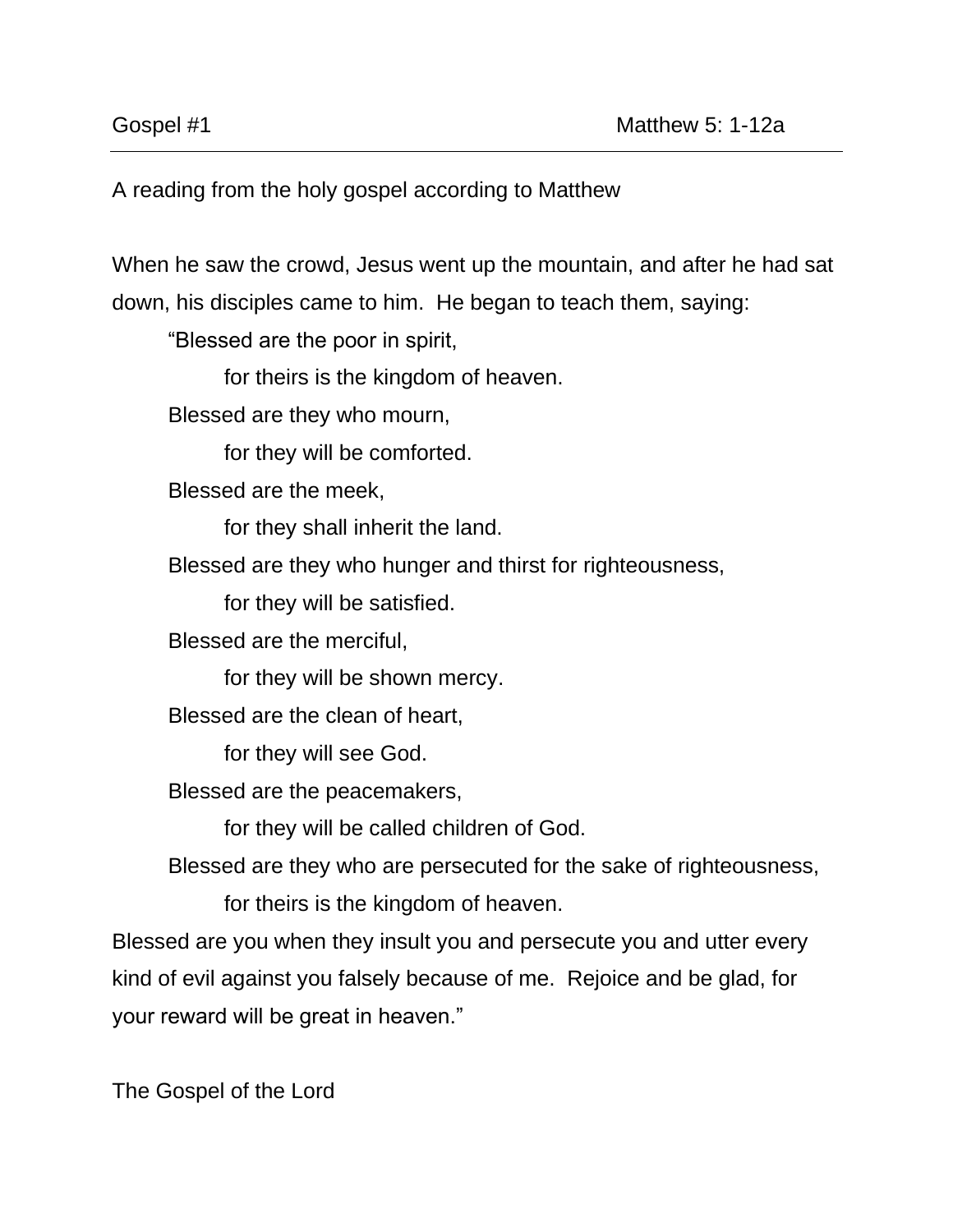Gospel #1 Matthew 5: 1-12a

---

A reading from the holy gospel according to Matthew

When he saw the crowd, Jesus went up the mountain, and after he had sat down, his disciples came to him. He began to teach them, saying:

> "Blessed are the poor in spirit,
> > for theirs is the kingdom of heaven.
>
> Blessed are they who mourn,
> > for they will be comforted.
>
> Blessed are the meek,
> > for they shall inherit the land.
>
> Blessed are they who hunger and thirst for righteousness,
> > for they will be satisfied.
>
> Blessed are the merciful,
> > for they will be shown mercy.
>
> Blessed are the clean of heart,
> > for they will see God.
>
> Blessed are the peacemakers,
> > for they will be called children of God.
>
> Blessed are they who are persecuted for the sake of righteousness,
> > for theirs is the kingdom of heaven.

Blessed are you when they insult you and persecute you and utter every kind of evil against you falsely because of me. Rejoice and be glad, for your reward will be great in heaven."

The Gospel of the Lord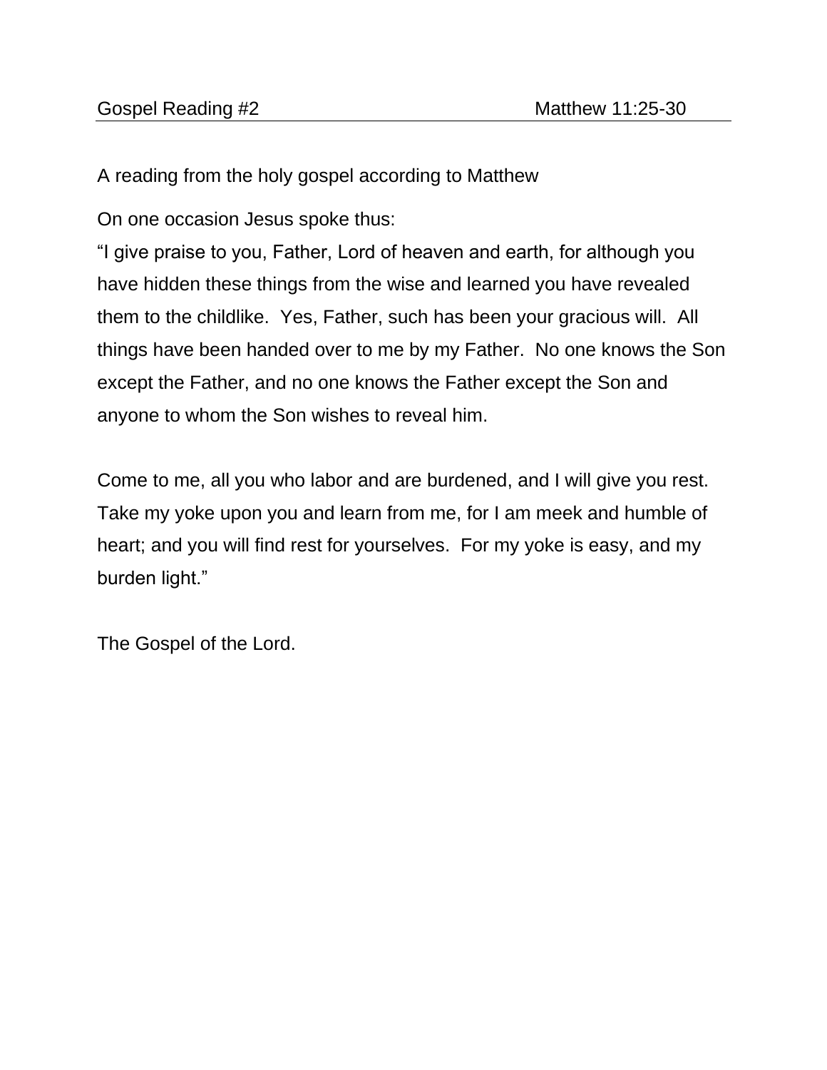Gospel Reading #2 Matthew 11:25-30

A reading from the holy gospel according to Matthew

On one occasion Jesus spoke thus:
"I give praise to you, Father, Lord of heaven and earth, for although you have hidden these things from the wise and learned you have revealed them to the childlike. Yes, Father, such has been your gracious will. All things have been handed over to me by my Father. No one knows the Son except the Father, and no one knows the Father except the Son and anyone to whom the Son wishes to reveal him.

Come to me, all you who labor and are burdened, and I will give you rest. Take my yoke upon you and learn from me, for I am meek and humble of heart; and you will find rest for yourselves. For my yoke is easy, and my burden light."

The Gospel of the Lord.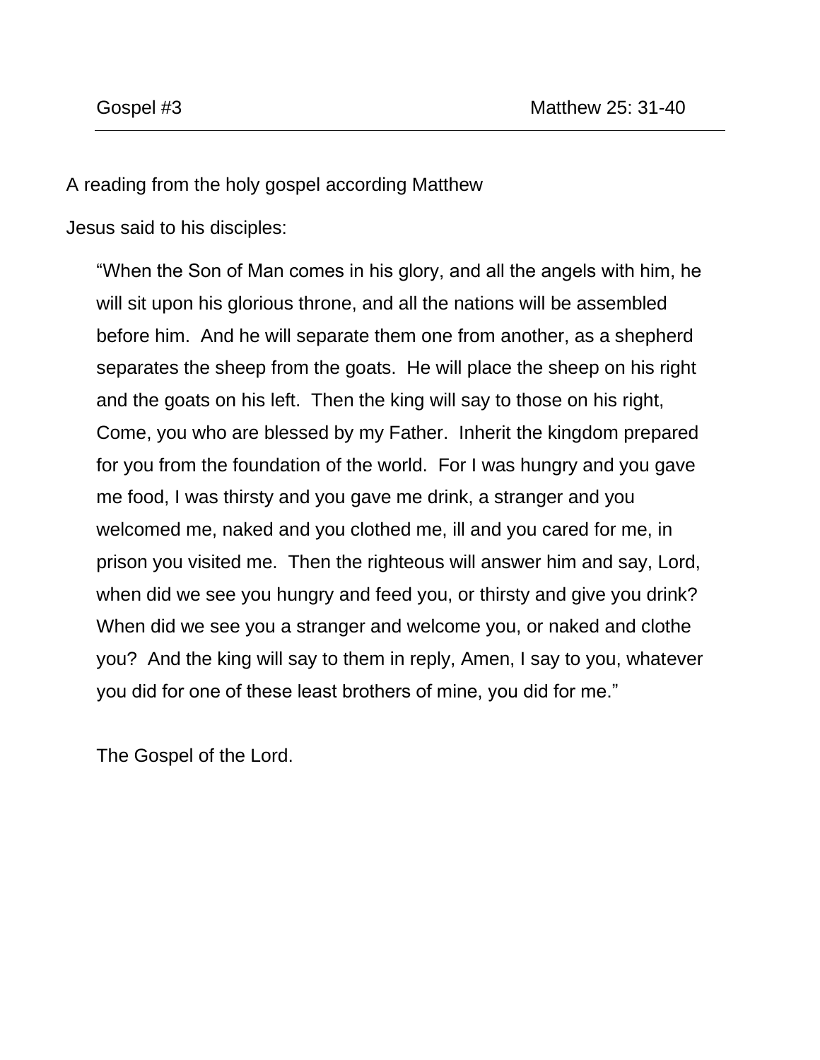Gospel #3 Matthew 25: 31-40

---

A reading from the holy gospel according Matthew

Jesus said to his disciples:

> "When the Son of Man comes in his glory, and all the angels with him, he will sit upon his glorious throne, and all the nations will be assembled before him.  And he will separate them one from another, as a shepherd separates the sheep from the goats.  He will place the sheep on his right and the goats on his left.  Then the king will say to those on his right, Come, you who are blessed by my Father.  Inherit the kingdom prepared for you from the foundation of the world.  For I was hungry and you gave me food, I was thirsty and you gave me drink, a stranger and you welcomed me, naked and you clothed me, ill and you cared for me, in prison you visited me.  Then the righteous will answer him and say, Lord, when did we see you hungry and feed you, or thirsty and give you drink? When did we see you a stranger and welcome you, or naked and clothe you?  And the king will say to them in reply, Amen, I say to you, whatever you did for one of these least brothers of mine, you did for me."

The Gospel of the Lord.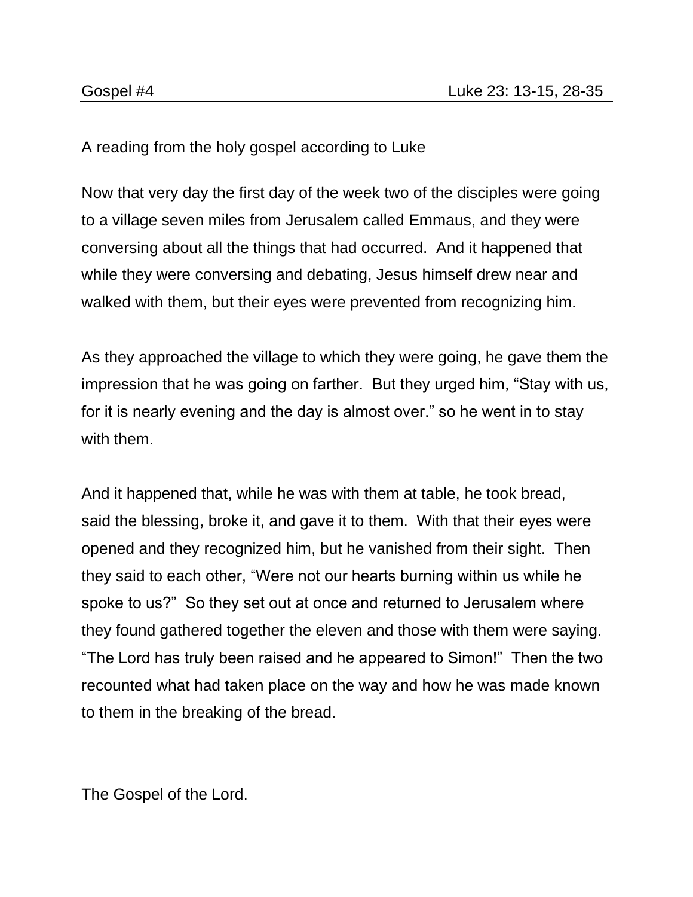Gospel #4 | Luke 23: 13-15, 28-35

A reading from the holy gospel according to Luke

Now that very day the first day of the week two of the disciples were going to a village seven miles from Jerusalem called Emmaus, and they were conversing about all the things that had occurred. And it happened that while they were conversing and debating, Jesus himself drew near and walked with them, but their eyes were prevented from recognizing him.

As they approached the village to which they were going, he gave them the impression that he was going on farther. But they urged him, “Stay with us, for it is nearly evening and the day is almost over.” so he went in to stay with them.

And it happened that, while he was with them at table, he took bread, said the blessing, broke it, and gave it to them. With that their eyes were opened and they recognized him, but he vanished from their sight. Then they said to each other, “Were not our hearts burning within us while he spoke to us?” So they set out at once and returned to Jerusalem where they found gathered together the eleven and those with them were saying. “The Lord has truly been raised and he appeared to Simon!” Then the two recounted what had taken place on the way and how he was made known to them in the breaking of the bread.

The Gospel of the Lord.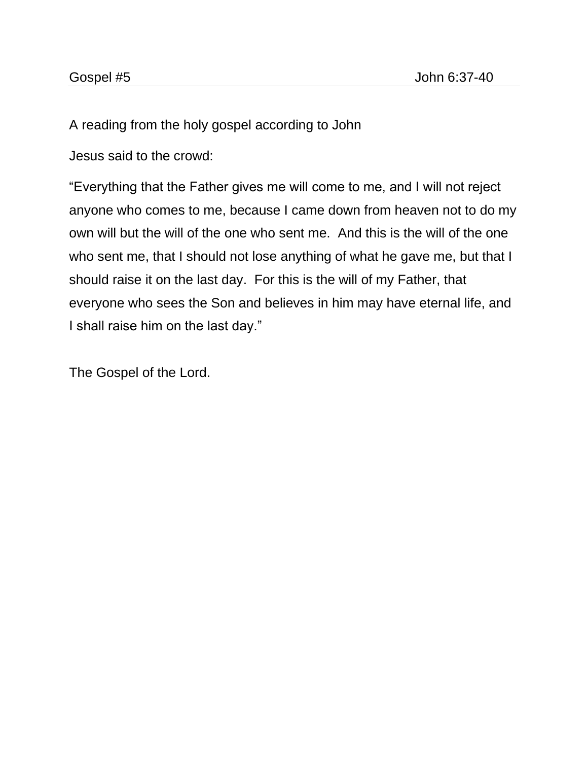Gospel #5 John 6:37-40

---

A reading from the holy gospel according to John

Jesus said to the crowd:

“Everything that the Father gives me will come to me, and I will not reject anyone who comes to me, because I came down from heaven not to do my own will but the will of the one who sent me.  And this is the will of the one who sent me, that I should not lose anything of what he gave me, but that I should raise it on the last day.  For this is the will of my Father, that everyone who sees the Son and believes in him may have eternal life, and I shall raise him on the last day.”

The Gospel of the Lord.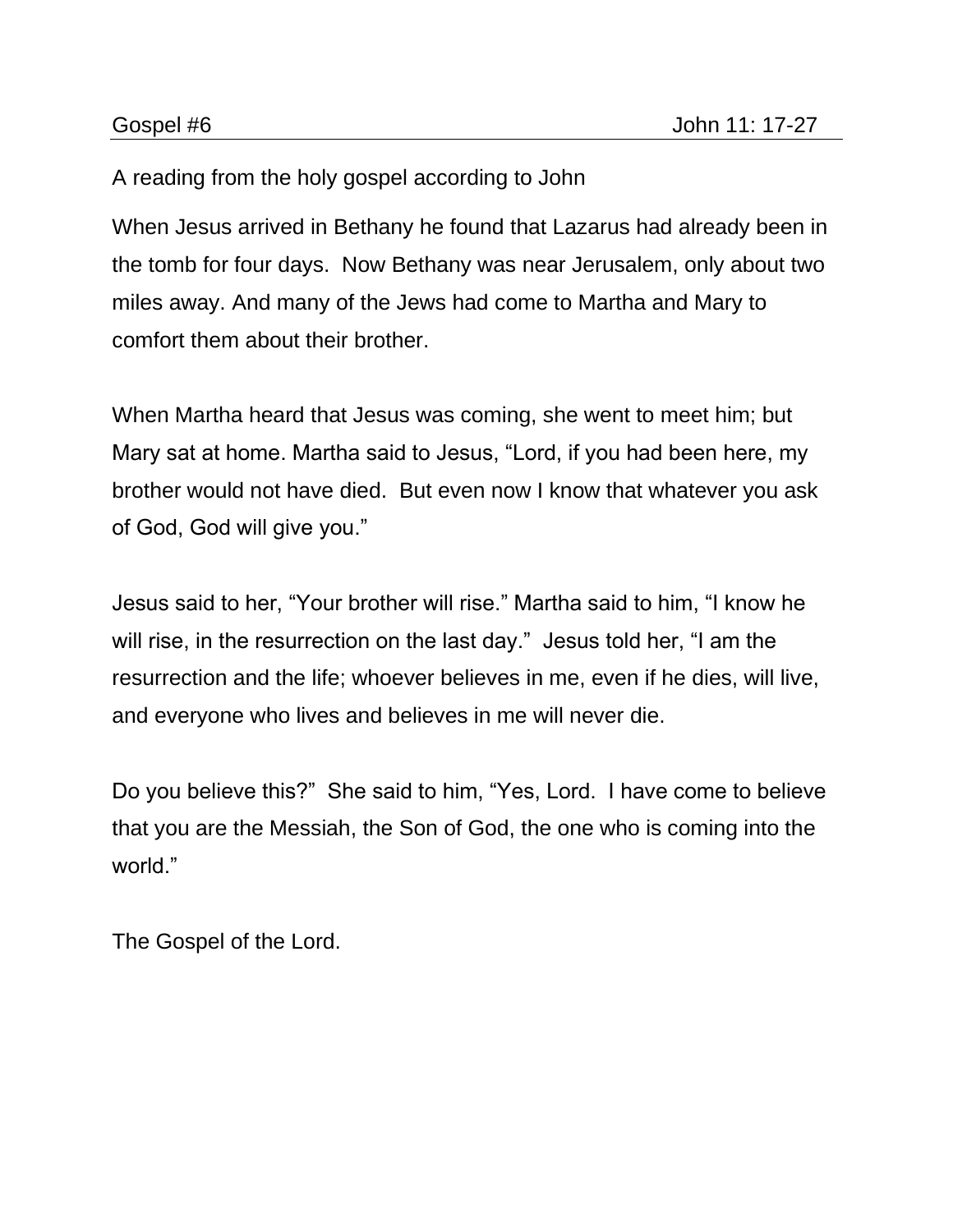Gospel #6 John 11: 17-27

A reading from the holy gospel according to John

When Jesus arrived in Bethany he found that Lazarus had already been in the tomb for four days. Now Bethany was near Jerusalem, only about two miles away. And many of the Jews had come to Martha and Mary to comfort them about their brother.

When Martha heard that Jesus was coming, she went to meet him; but Mary sat at home. Martha said to Jesus, "Lord, if you had been here, my brother would not have died. But even now I know that whatever you ask of God, God will give you."

Jesus said to her, "Your brother will rise." Martha said to him, "I know he will rise, in the resurrection on the last day." Jesus told her, "I am the resurrection and the life; whoever believes in me, even if he dies, will live, and everyone who lives and believes in me will never die.

Do you believe this?" She said to him, "Yes, Lord. I have come to believe that you are the Messiah, the Son of God, the one who is coming into the world."

The Gospel of the Lord.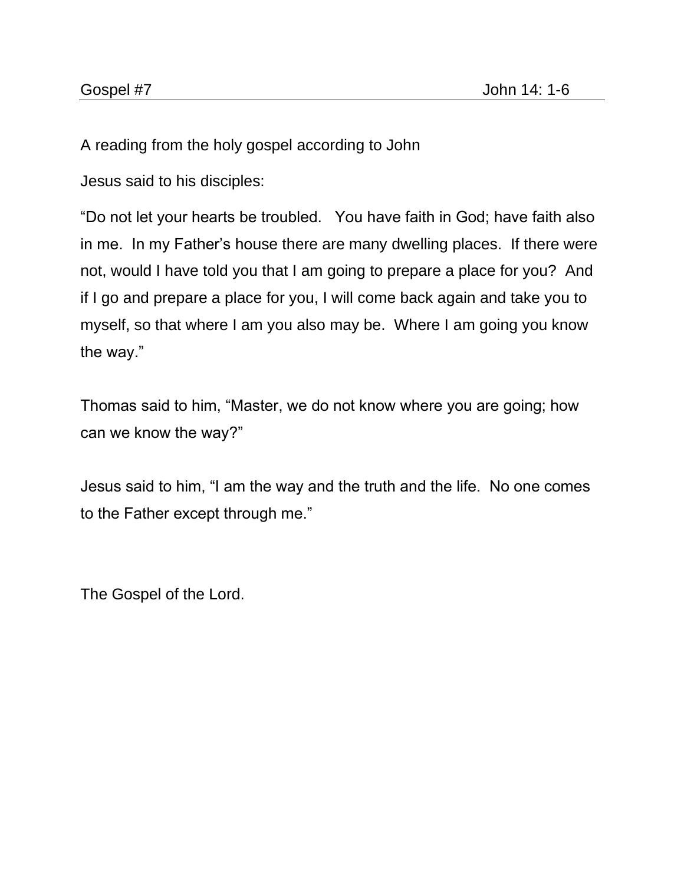Gospel #7 John 14: 1-6

A reading from the holy gospel according to John

Jesus said to his disciples:

“Do not let your hearts be troubled. You have faith in God; have faith also in me. In my Father’s house there are many dwelling places. If there were not, would I have told you that I am going to prepare a place for you? And if I go and prepare a place for you, I will come back again and take you to myself, so that where I am you also may be. Where I am going you know the way.”

Thomas said to him, “Master, we do not know where you are going; how can we know the way?”

Jesus said to him, “I am the way and the truth and the life. No one comes to the Father except through me.”

The Gospel of the Lord.